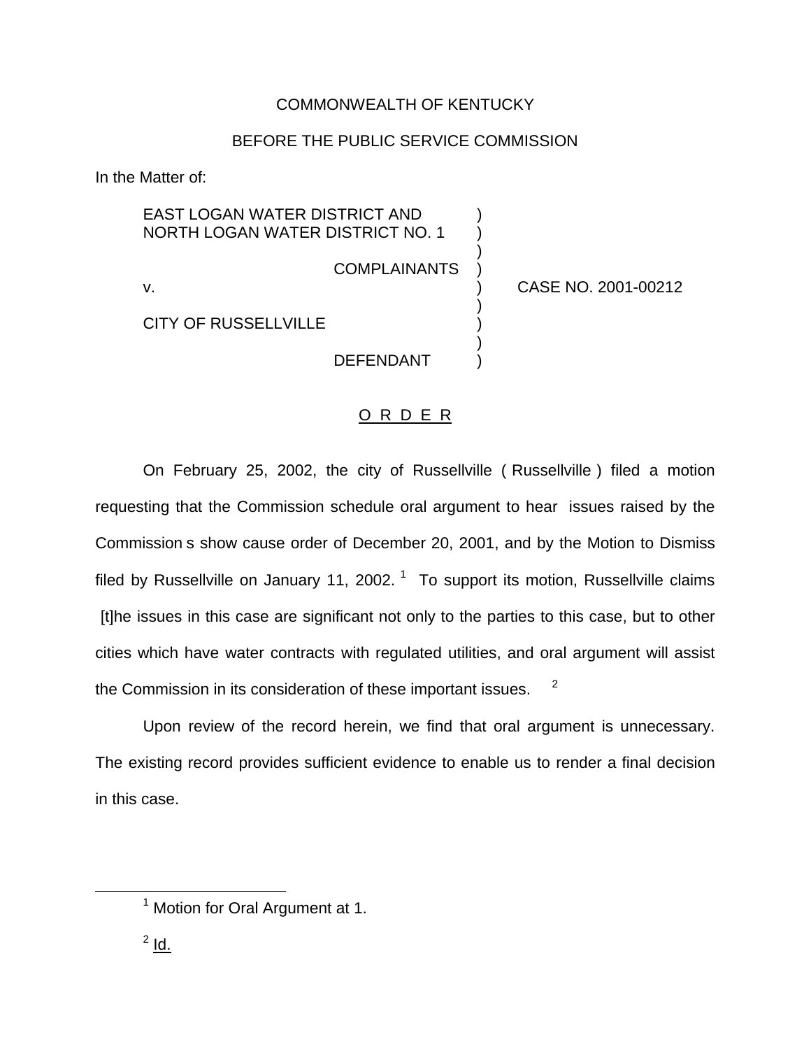COMMONWEALTH OF KENTUCKY

BEFORE THE PUBLIC SERVICE COMMISSION

In the Matter of:

| | | |
|---|---|---|
| EAST LOGAN WATER DISTRICT AND NORTH LOGAN WATER DISTRICT NO. 1<br><br>COMPLAINANTS | ) | |
| v. | ) | CASE NO. 2001-00212 |
| CITY OF RUSSELLVILLE<br><br>DEFENDANT | ) | |

O R D E R

On February 25, 2002, the city of Russellville ( Russellville ) filed a motion requesting that the Commission schedule oral argument to hear issues raised by the Commission s show cause order of December 20, 2001, and by the Motion to Dismiss filed by Russellville on January 11, 2002.[1] To support its motion, Russellville claims [t]he issues in this case are significant not only to the parties to this case, but to other cities which have water contracts with regulated utilities, and oral argument will assist the Commission in its consideration of these important issues. [2]

Upon review of the record herein, we find that oral argument is unnecessary. The existing record provides sufficient evidence to enable us to render a final decision in this case.

---

[1] Motion for Oral Argument at 1.

[2] Id.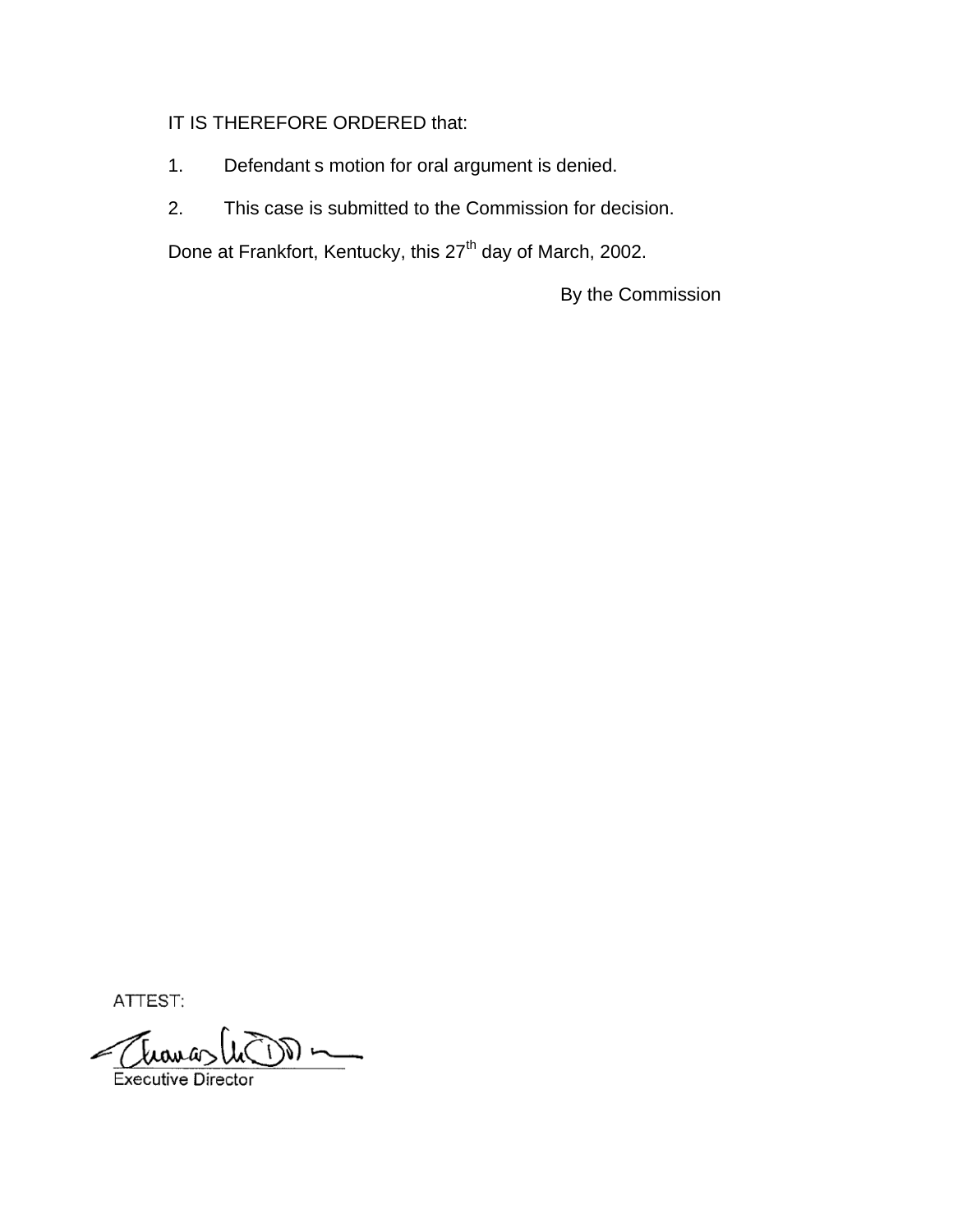IT IS THEREFORE ORDERED that:

1. Defendant s motion for oral argument is denied.

2. This case is submitted to the Commission for decision.

Done at Frankfort, Kentucky, this 27th day of March, 2002.

By the Commission

ATTEST:

Executive Director